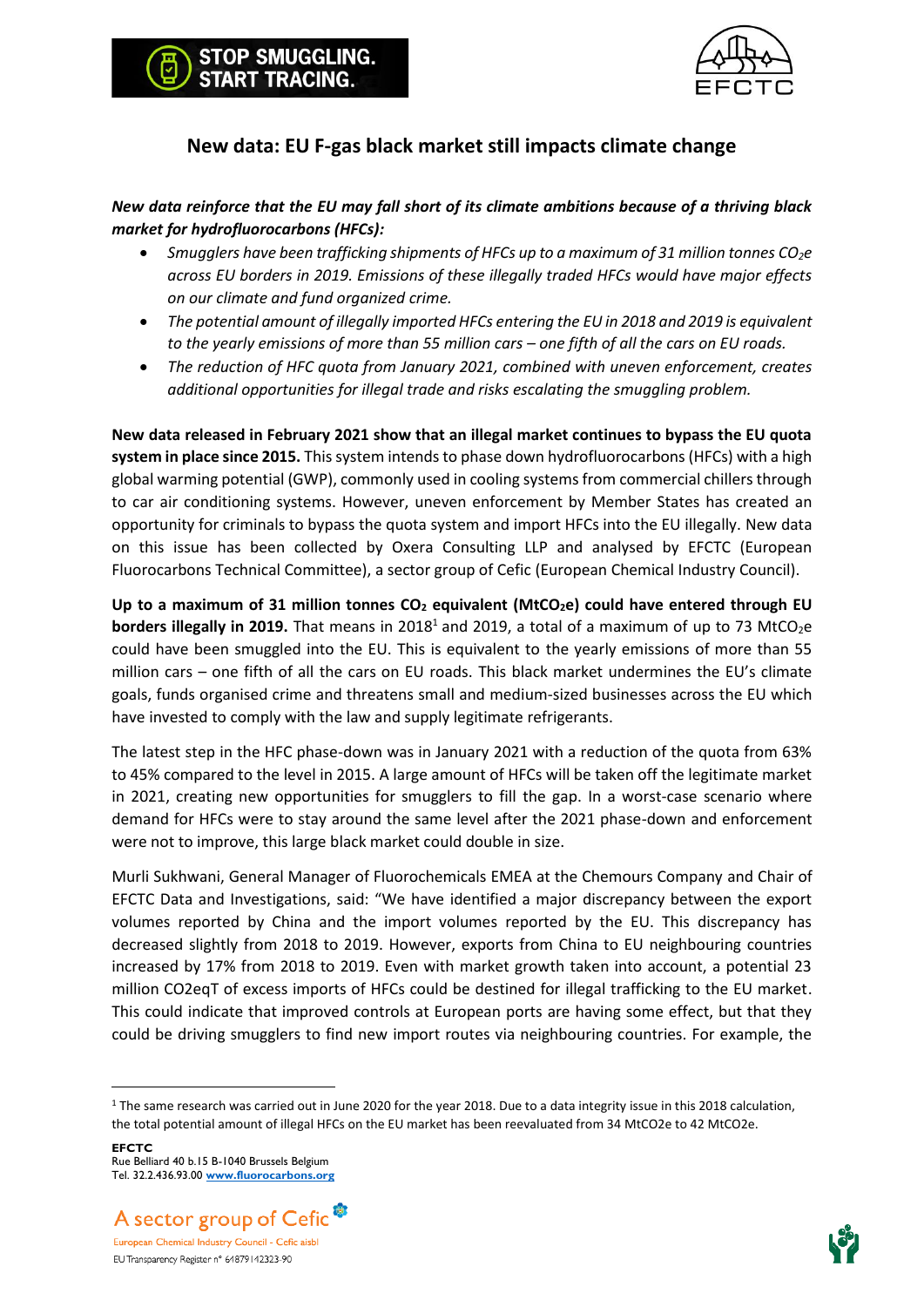STOP SMUGGLING. START TRACING.

# New data: EU F-gas black market still impacts climate change

***New data reinforce that the EU may fall short of its climate ambitions because of a thriving black market for hydrofluorocarbons (HFCs):***

- *Smugglers have been trafficking shipments of HFCs up to a maximum of 31 million tonnes $CO_2e$ across EU borders in 2019. Emissions of these illegally traded HFCs would have major effects on our climate and fund organized crime.*
- *The potential amount of illegally imported HFCs entering the EU in 2018 and 2019 is equivalent to the yearly emissions of more than 55 million cars – one fifth of all the cars on EU roads.*
- *The reduction of HFC quota from January 2021, combined with uneven enforcement, creates additional opportunities for illegal trade and risks escalating the smuggling problem.*

**New data released in February 2021 show that an illegal market continues to bypass the EU quota system in place since 2015.** This system intends to phase down hydrofluorocarbons (HFCs) with a high global warming potential (GWP), commonly used in cooling systems from commercial chillers through to car air conditioning systems. However, uneven enforcement by Member States has created an opportunity for criminals to bypass the quota system and import HFCs into the EU illegally. New data on this issue has been collected by Oxera Consulting LLP and analysed by EFCTC (European Fluorocarbons Technical Committee), a sector group of Cefic (European Chemical Industry Council).

**Up to a maximum of 31 million tonnes $CO_2$ equivalent ($MtCO_2e$) could have entered through EU borders illegally in 2019.** That means in 2018[1] and 2019, a total of a maximum of up to 73 $MtCO_2e$ could have been smuggled into the EU. This is equivalent to the yearly emissions of more than 55 million cars – one fifth of all the cars on EU roads. This black market undermines the EU's climate goals, funds organised crime and threatens small and medium-sized businesses across the EU which have invested to comply with the law and supply legitimate refrigerants.

The latest step in the HFC phase-down was in January 2021 with a reduction of the quota from 63% to 45% compared to the level in 2015. A large amount of HFCs will be taken off the legitimate market in 2021, creating new opportunities for smugglers to fill the gap. In a worst-case scenario where demand for HFCs were to stay around the same level after the 2021 phase-down and enforcement were not to improve, this large black market could double in size.

Murli Sukhwani, General Manager of Fluorochemicals EMEA at the Chemours Company and Chair of EFCTC Data and Investigations, said: "We have identified a major discrepancy between the export volumes reported by China and the import volumes reported by the EU. This discrepancy has decreased slightly from 2018 to 2019. However, exports from China to EU neighbouring countries increased by 17% from 2018 to 2019. Even with market growth taken into account, a potential 23 million CO2eqT of excess imports of HFCs could be destined for illegal trafficking to the EU market. This could indicate that improved controls at European ports are having some effect, but that they could be driving smugglers to find new import routes via neighbouring countries. For example, the

[1] The same research was carried out in June 2020 for the year 2018. Due to a data integrity issue in this 2018 calculation, the total potential amount of illegal HFCs on the EU market has been reevaluated from 34 MtCO2e to 42 MtCO2e.

**EFCTC**
Rue Belliard 40 b.15 B-1040 Brussels Belgium
Tel. 32.2.436.93.00 www.fluorocarbons.org

A sector group of Cefic
European Chemical Industry Council - Cefic aisbl
EU Transparency Register n° 64879142323-90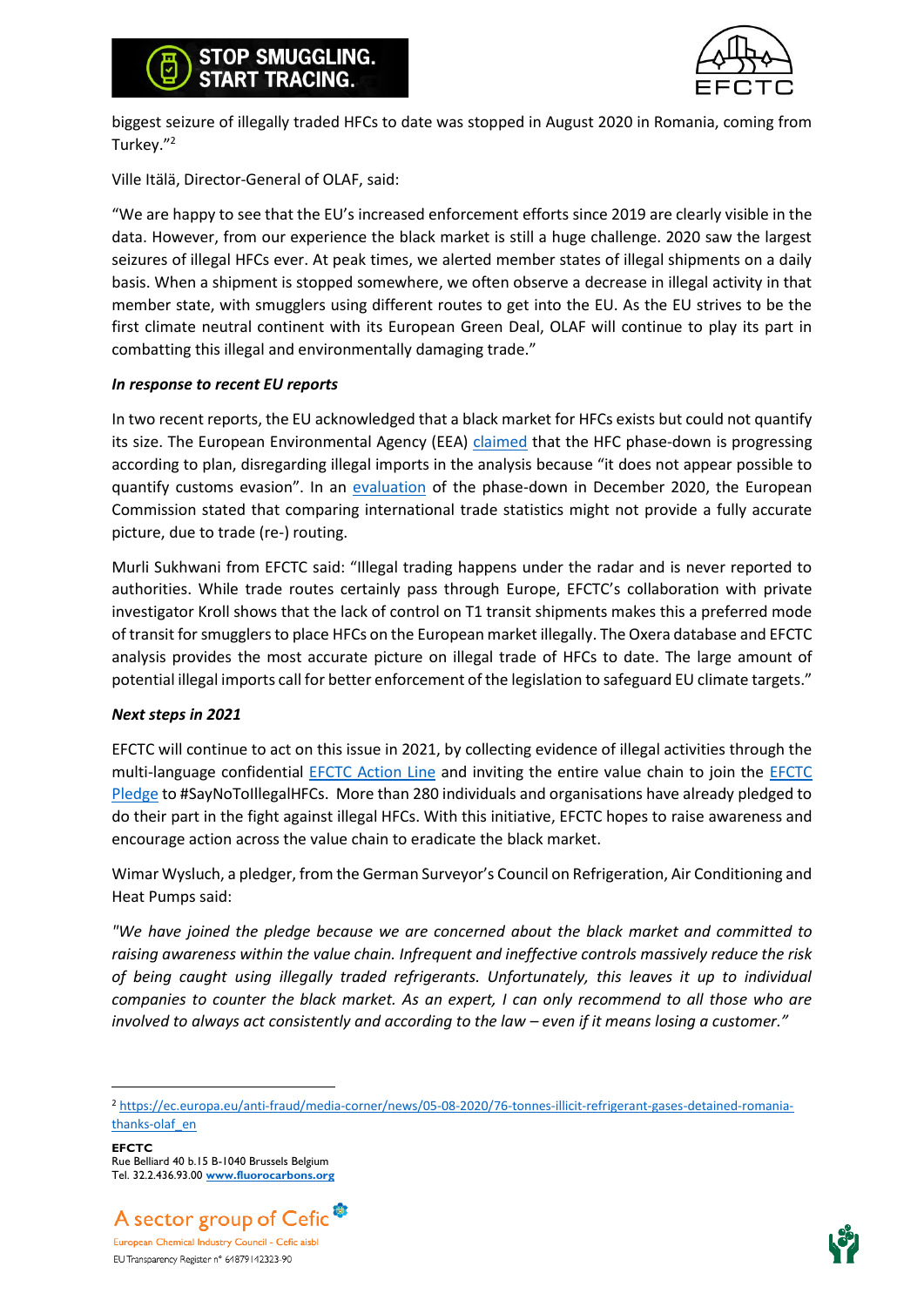biggest seizure of illegally traded HFCs to date was stopped in August 2020 in Romania, coming from Turkey."[2]

Ville Itälä, Director-General of OLAF, said:

"We are happy to see that the EU's increased enforcement efforts since 2019 are clearly visible in the data. However, from our experience the black market is still a huge challenge. 2020 saw the largest seizures of illegal HFCs ever. At peak times, we alerted member states of illegal shipments on a daily basis. When a shipment is stopped somewhere, we often observe a decrease in illegal activity in that member state, with smugglers using different routes to get into the EU. As the EU strives to be the first climate neutral continent with its European Green Deal, OLAF will continue to play its part in combatting this illegal and environmentally damaging trade."

***In response to recent EU reports***

In two recent reports, the EU acknowledged that a black market for HFCs exists but could not quantify its size. The European Environmental Agency (EEA) claimed that the HFC phase-down is progressing according to plan, disregarding illegal imports in the analysis because "it does not appear possible to quantify customs evasion". In an evaluation of the phase-down in December 2020, the European Commission stated that comparing international trade statistics might not provide a fully accurate picture, due to trade (re-) routing.

Murli Sukhwani from EFCTC said: "Illegal trading happens under the radar and is never reported to authorities. While trade routes certainly pass through Europe, EFCTC's collaboration with private investigator Kroll shows that the lack of control on T1 transit shipments makes this a preferred mode of transit for smugglers to place HFCs on the European market illegally. The Oxera database and EFCTC analysis provides the most accurate picture on illegal trade of HFCs to date. The large amount of potential illegal imports call for better enforcement of the legislation to safeguard EU climate targets."

***Next steps in 2021***

EFCTC will continue to act on this issue in 2021, by collecting evidence of illegal activities through the multi-language confidential EFCTC Action Line and inviting the entire value chain to join the EFCTC Pledge to #SayNoToIllegalHFCs. More than 280 individuals and organisations have already pledged to do their part in the fight against illegal HFCs. With this initiative, EFCTC hopes to raise awareness and encourage action across the value chain to eradicate the black market.

Wimar Wysluch, a pledger, from the German Surveyor's Council on Refrigeration, Air Conditioning and Heat Pumps said:

*"We have joined the pledge because we are concerned about the black market and committed to raising awareness within the value chain. Infrequent and ineffective controls massively reduce the risk of being caught using illegally traded refrigerants. Unfortunately, this leaves it up to individual companies to counter the black market. As an expert, I can only recommend to all those who are involved to always act consistently and according to the law – even if it means losing a customer."*

---

[2] https://ec.europa.eu/anti-fraud/media-corner/news/05-08-2020/76-tonnes-illicit-refrigerant-gases-detained-romania-thanks-olaf_en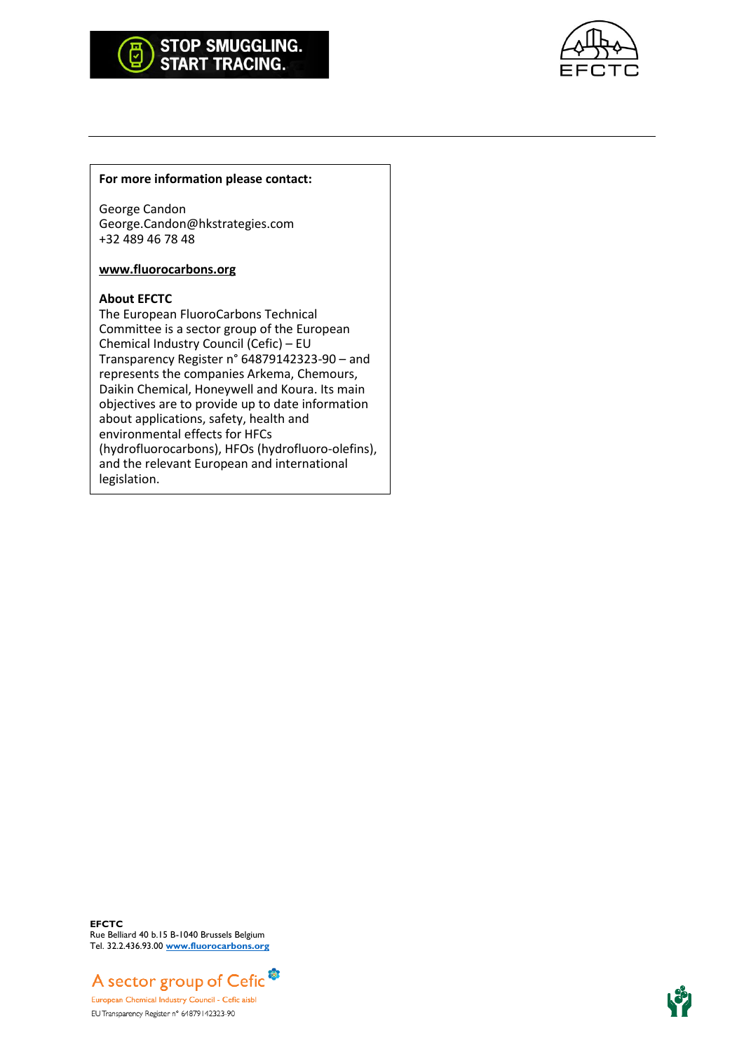**For more information please contact:**

George Candon
George.Candon@hkstrategies.com
+32 489 46 78 48

**www.fluorocarbons.org**

**About EFCTC**
The European FluoroCarbons Technical Committee is a sector group of the European Chemical Industry Council (Cefic) – EU Transparency Register n° 64879142323-90 – and represents the companies Arkema, Chemours, Daikin Chemical, Honeywell and Koura. Its main objectives are to provide up to date information about applications, safety, health and environmental effects for HFCs (hydrofluorocarbons), HFOs (hydrofluoro-olefins), and the relevant European and international legislation.

**EFCTC**
Rue Belliard 40 b.15 B-1040 Brussels Belgium
Tel. 32.2.436.93.00 **www.fluorocarbons.org**

A sector group of Cefic
European Chemical Industry Council - Cefic aisbl
EU Transparency Register n° 64879142323-90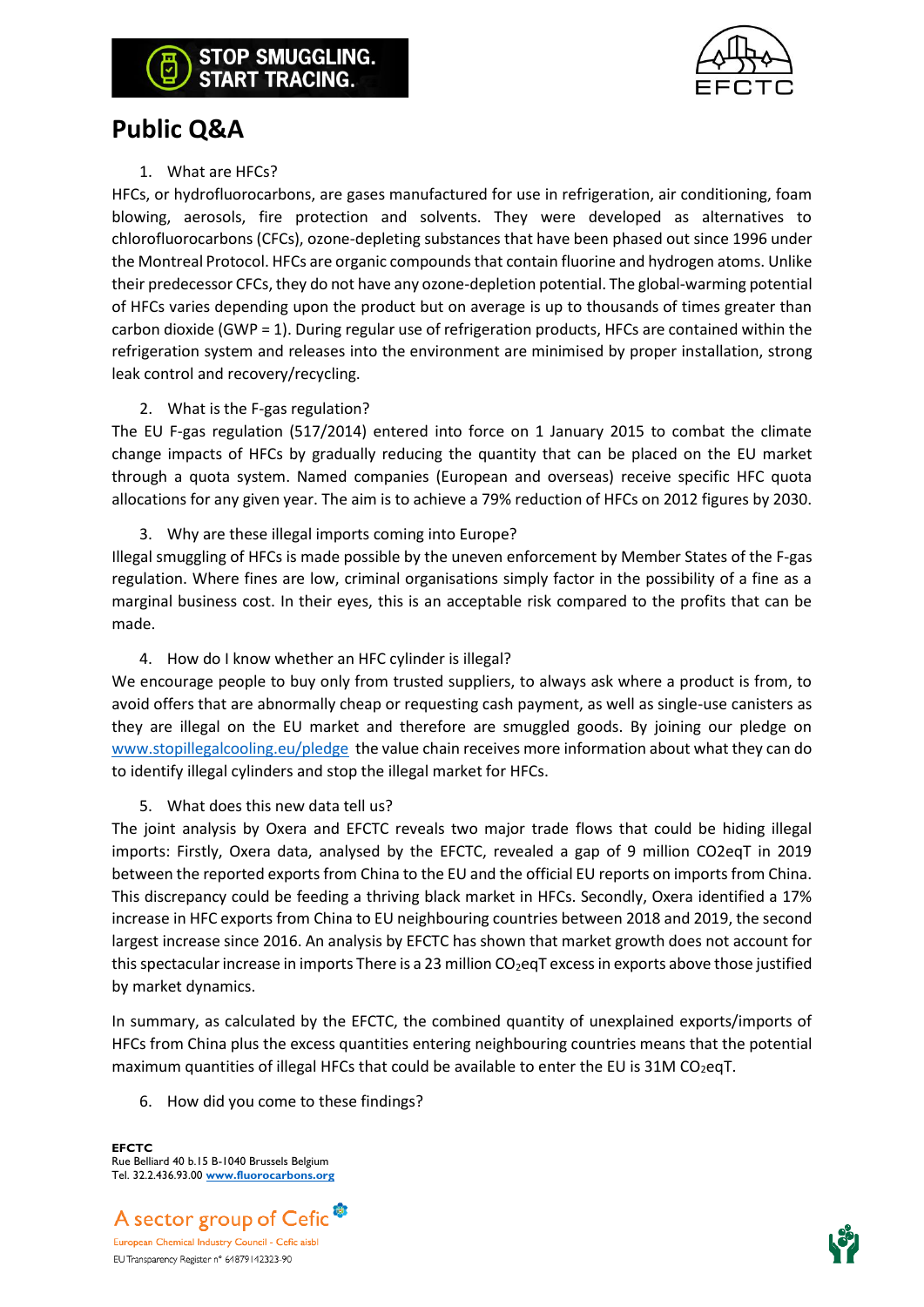# Public Q&A

1. What are HFCs?

HFCs, or hydrofluorocarbons, are gases manufactured for use in refrigeration, air conditioning, foam blowing, aerosols, fire protection and solvents. They were developed as alternatives to chlorofluorocarbons (CFCs), ozone-depleting substances that have been phased out since 1996 under the Montreal Protocol. HFCs are organic compounds that contain fluorine and hydrogen atoms. Unlike their predecessor CFCs, they do not have any ozone-depletion potential. The global-warming potential of HFCs varies depending upon the product but on average is up to thousands of times greater than carbon dioxide (GWP = 1). During regular use of refrigeration products, HFCs are contained within the refrigeration system and releases into the environment are minimised by proper installation, strong leak control and recovery/recycling.

2. What is the F-gas regulation?

The EU F-gas regulation (517/2014) entered into force on 1 January 2015 to combat the climate change impacts of HFCs by gradually reducing the quantity that can be placed on the EU market through a quota system. Named companies (European and overseas) receive specific HFC quota allocations for any given year. The aim is to achieve a 79% reduction of HFCs on 2012 figures by 2030.

3. Why are these illegal imports coming into Europe?

Illegal smuggling of HFCs is made possible by the uneven enforcement by Member States of the F-gas regulation. Where fines are low, criminal organisations simply factor in the possibility of a fine as a marginal business cost. In their eyes, this is an acceptable risk compared to the profits that can be made.

4. How do I know whether an HFC cylinder is illegal?

We encourage people to buy only from trusted suppliers, to always ask where a product is from, to avoid offers that are abnormally cheap or requesting cash payment, as well as single-use canisters as they are illegal on the EU market and therefore are smuggled goods. By joining our pledge on [www.stopillegalcooling.eu/pledge](http://www.stopillegalcooling.eu/pledge) the value chain receives more information about what they can do to identify illegal cylinders and stop the illegal market for HFCs.

5. What does this new data tell us?

The joint analysis by Oxera and EFCTC reveals two major trade flows that could be hiding illegal imports: Firstly, Oxera data, analysed by the EFCTC, revealed a gap of 9 million CO2eqT in 2019 between the reported exports from China to the EU and the official EU reports on imports from China. This discrepancy could be feeding a thriving black market in HFCs. Secondly, Oxera identified a 17% increase in HFC exports from China to EU neighbouring countries between 2018 and 2019, the second largest increase since 2016. An analysis by EFCTC has shown that market growth does not account for this spectacular increase in imports There is a 23 million $CO_2$eqT excess in exports above those justified by market dynamics.

In summary, as calculated by the EFCTC, the combined quantity of unexplained exports/imports of HFCs from China plus the excess quantities entering neighbouring countries means that the potential maximum quantities of illegal HFCs that could be available to enter the EU is 31M $CO_2$eqT.

6. How did you come to these findings?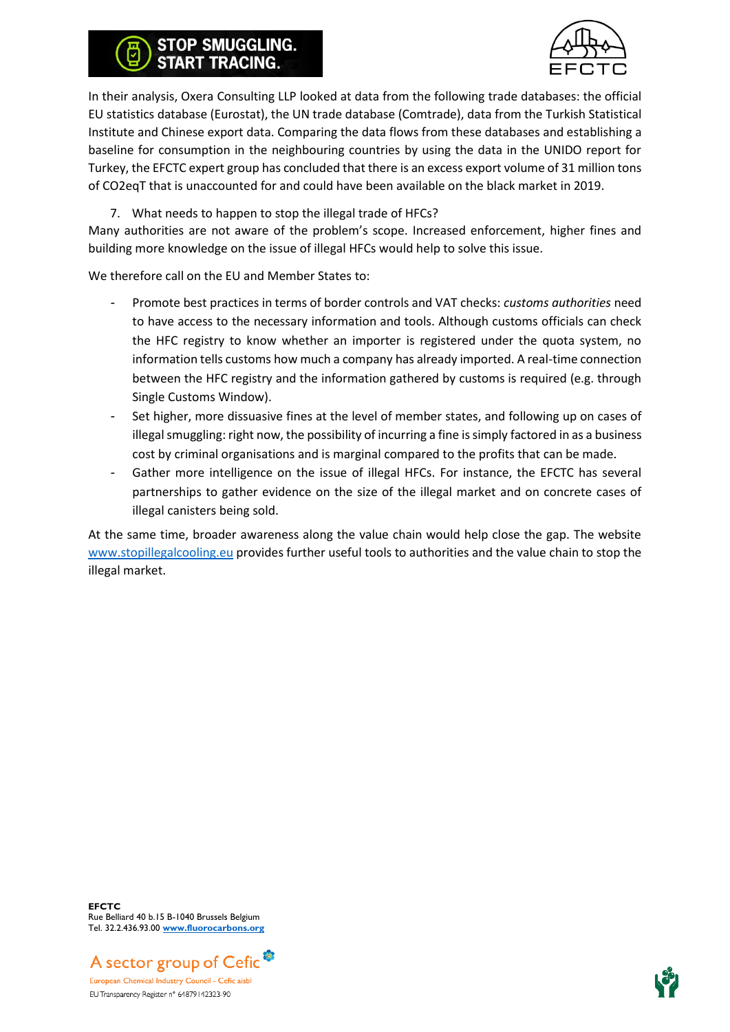In their analysis, Oxera Consulting LLP looked at data from the following trade databases: the official EU statistics database (Eurostat), the UN trade database (Comtrade), data from the Turkish Statistical Institute and Chinese export data. Comparing the data flows from these databases and establishing a baseline for consumption in the neighbouring countries by using the data in the UNIDO report for Turkey, the EFCTC expert group has concluded that there is an excess export volume of 31 million tons of CO2eqT that is unaccounted for and could have been available on the black market in 2019.

7. What needs to happen to stop the illegal trade of HFCs?

Many authorities are not aware of the problem's scope. Increased enforcement, higher fines and building more knowledge on the issue of illegal HFCs would help to solve this issue.

We therefore call on the EU and Member States to:

- Promote best practices in terms of border controls and VAT checks: *customs authorities* need to have access to the necessary information and tools. Although customs officials can check the HFC registry to know whether an importer is registered under the quota system, no information tells customs how much a company has already imported. A real-time connection between the HFC registry and the information gathered by customs is required (e.g. through Single Customs Window).
- Set higher, more dissuasive fines at the level of member states, and following up on cases of illegal smuggling: right now, the possibility of incurring a fine is simply factored in as a business cost by criminal organisations and is marginal compared to the profits that can be made.
- Gather more intelligence on the issue of illegal HFCs. For instance, the EFCTC has several partnerships to gather evidence on the size of the illegal market and on concrete cases of illegal canisters being sold.

At the same time, broader awareness along the value chain would help close the gap. The website www.stopillegalcooling.eu provides further useful tools to authorities and the value chain to stop the illegal market.

**EFCTC**
Rue Belliard 40 b.15 B-1040 Brussels Belgium
Tel. 32.2.436.93.00 **www.fluorocarbons.org**

A sector group of Cefic
European Chemical Industry Council - Cefic aisbl
EU Transparency Register n° 64879142323-90